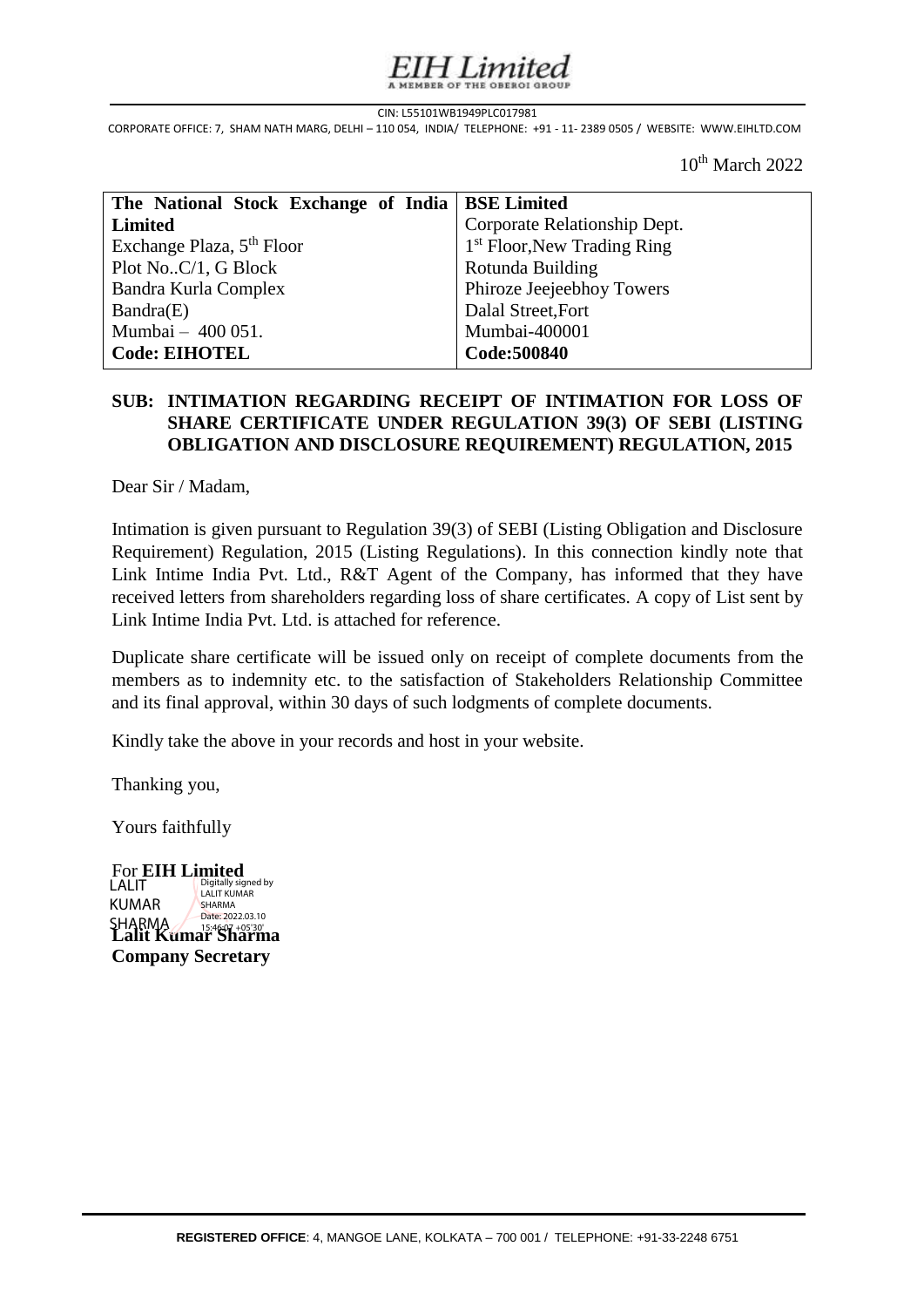# EIH Limited

A MEMBER OF THE OBEROI GROUP

CIN: L55101WB1949PLC017981

CORPORATE OFFICE: 7, SHAM NATH MARG, DELHI – 110 054, INDIA/ TELEPHONE: +91 - 11- 2389 0505 / WEBSITE: WWW.EIHLTD.COM

10th March 2022

| **The National Stock Exchange of India Limited** | **BSE Limited** |
|---|---|
| Exchange Plaza, 5th Floor | Corporate Relationship Dept. |
| Plot No..C/1, G Block | 1st Floor,New Trading Ring |
| Bandra Kurla Complex | Rotunda Building |
| Bandra(E) | Phiroze Jeejeebhoy Towers |
| Mumbai – 400 051. | Dalal Street,Fort |
| | Mumbai-400001 |
| **Code: EIHOTEL** | **Code:500840** |

**SUB: INTIMATION REGARDING RECEIPT OF INTIMATION FOR LOSS OF SHARE CERTIFICATE UNDER REGULATION 39(3) OF SEBI (LISTING OBLIGATION AND DISCLOSURE REQUIREMENT) REGULATION, 2015**

Dear Sir / Madam,

Intimation is given pursuant to Regulation 39(3) of SEBI (Listing Obligation and Disclosure Requirement) Regulation, 2015 (Listing Regulations). In this connection kindly note that Link Intime India Pvt. Ltd., R&T Agent of the Company, has informed that they have received letters from shareholders regarding loss of share certificates. A copy of List sent by Link Intime India Pvt. Ltd. is attached for reference.

Duplicate share certificate will be issued only on receipt of complete documents from the members as to indemnity etc. to the satisfaction of Stakeholders Relationship Committee and its final approval, within 30 days of such lodgments of complete documents.

Kindly take the above in your records and host in your website.

Thanking you,

Yours faithfully

For **EIH Limited**

LALIT KUMAR SHARMA

Digitally signed by LALIT KUMAR SHARMA
Date: 2022.03.10 15:46:07 +05'30'

**Lalit Kumar Sharma**
**Company Secretary**

**REGISTERED OFFICE**: 4, MANGOE LANE, KOLKATA – 700 001 / TELEPHONE: +91-33-2248 6751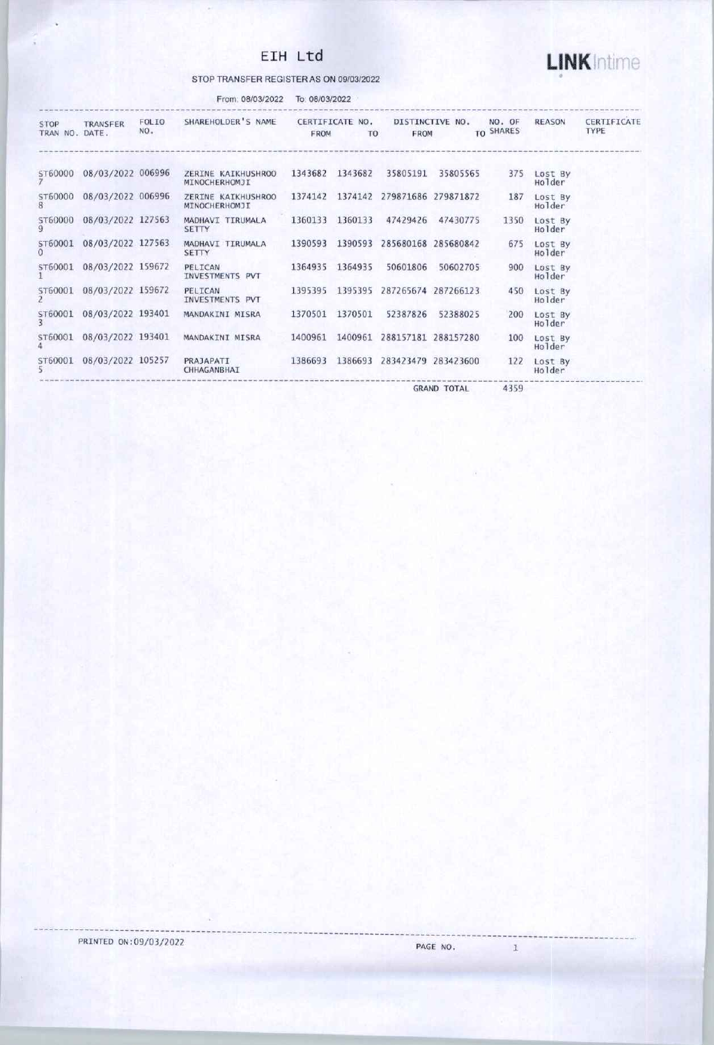# EIH Ltd

LINKIntime

STOP TRANSFER REGISTER AS ON 09/03/2022

From: 08/03/2022 To: 08/03/2022

| STOP TRAN NO. | TRANSFER DATE. | FOLIO NO. | SHAREHOLDER'S NAME | CERTIFICATE NO. FROM | TO | DISTINCTIVE NO. FROM | TO | NO. OF SHARES | REASON | CERTIFICATE TYPE |
|---|---|---|---|---|---|---|---|---|---|---|
| ST600007 | 08/03/2022 | 006996 | ZERINE KAIKHUSHROO MINOCHERHOMJI | 1343682 | 1343682 | 35805191 | 35805565 | 375 | Lost By Holder | |
| ST600008 | 08/03/2022 | 006996 | ZERINE KAIKHUSHROO MINOCHERHOMJI | 1374142 | 1374142 | 279871686 | 279871872 | 187 | Lost By Holder | |
| ST600009 | 08/03/2022 | 127563 | MADHAVI TIRUMALA SETTY | 1360133 | 1360133 | 47429426 | 47430775 | 1350 | Lost By Holder | |
| ST600010 | 08/03/2022 | 127563 | MADHAVI TIRUMALA SETTY | 1390593 | 1390593 | 285680168 | 285680842 | 675 | Lost By Holder | |
| ST600011 | 08/03/2022 | 159672 | PELICAN INVESTMENTS PVT | 1364935 | 1364935 | 50601806 | 50602705 | 900 | Lost By Holder | |
| ST600012 | 08/03/2022 | 159672 | PELICAN INVESTMENTS PVT | 1395395 | 1395395 | 287265674 | 287266123 | 450 | Lost By Holder | |
| ST600013 | 08/03/2022 | 193401 | MANDAKINI MISRA | 1370501 | 1370501 | 52387826 | 52388025 | 200 | Lost By Holder | |
| ST600014 | 08/03/2022 | 193401 | MANDAKINI MISRA | 1400961 | 1400961 | 288157181 | 288157280 | 100 | Lost By Holder | |
| ST600015 | 08/03/2022 | 105257 | PRAJAPATI CHHAGANBHAI | 1386693 | 1386693 | 283423479 | 283423600 | 122 | Lost By Holder | |
| | | | | | | GRAND TOTAL | | 4359 | | |

PRINTED ON:09/03/2022